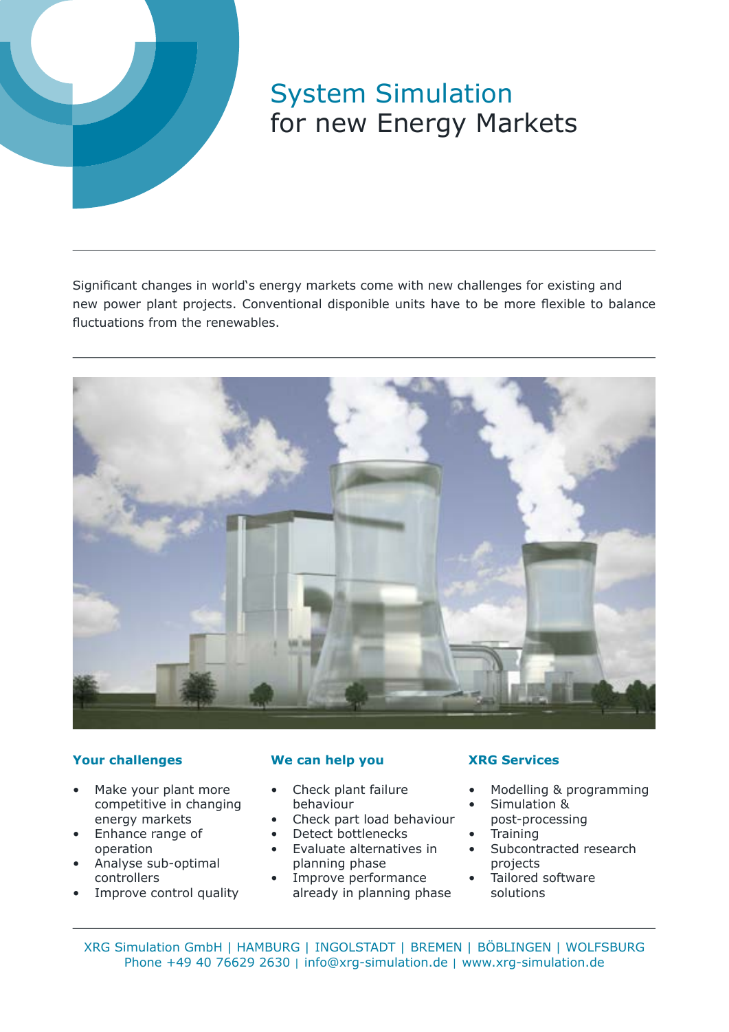# System Simulation
## for new Energy Markets

Significant changes in world's energy markets come with new challenges for existing and new power plant projects. Conventional disponible units have to be more flexible to balance fluctuations from the renewables.

### Your challenges

- Make your plant more competitive in changing energy markets
- Enhance range of operation
- Analyse sub-optimal controllers
- Improve control quality

### We can help you

- Check plant failure behaviour
- Check part load behaviour
- Detect bottlenecks
- Evaluate alternatives in planning phase
- Improve performance already in planning phase

### XRG Services

- Modelling & programming
- Simulation & post-processing
- Training
- Subcontracted research projects
- Tailored software solutions

XRG Simulation GmbH | HAMBURG | INGOLSTADT | BREMEN | BÖBLINGEN | WOLFSBURG
Phone +49 40 76629 2630 | info@xrg-simulation.de | www.xrg-simulation.de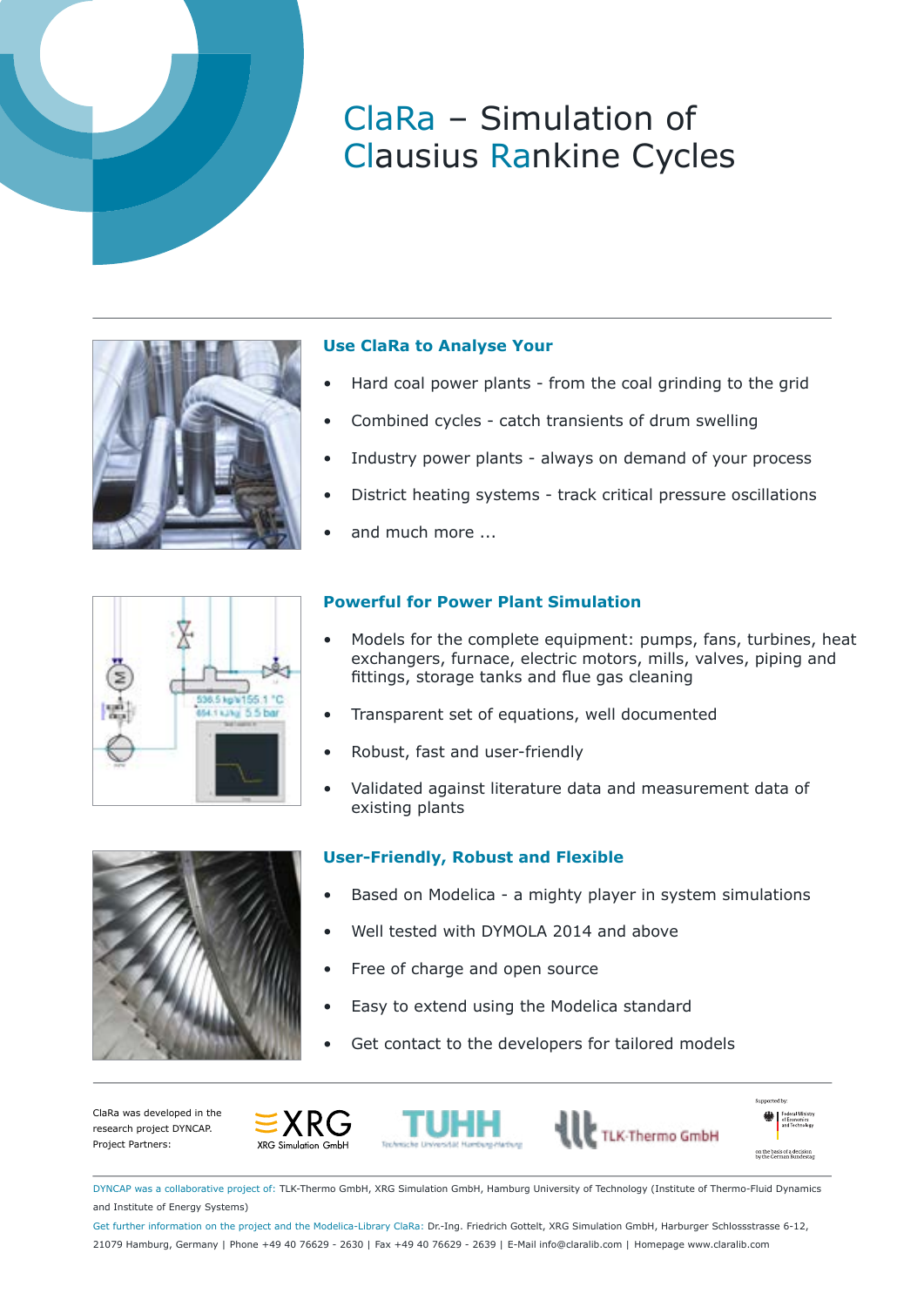# ClaRa – Simulation of Clausius Rankine Cycles

## Use ClaRa to Analyse Your

- Hard coal power plants - from the coal grinding to the grid
- Combined cycles - catch transients of drum swelling
- Industry power plants - always on demand of your process
- District heating systems - track critical pressure oscillations
- and much more ...

## Powerful for Power Plant Simulation

- Models for the complete equipment: pumps, fans, turbines, heat exchangers, furnace, electric motors, mills, valves, piping and fittings, storage tanks and flue gas cleaning
- Transparent set of equations, well documented
- Robust, fast and user-friendly
- Validated against literature data and measurement data of existing plants

## User-Friendly, Robust and Flexible

- Based on Modelica - a mighty player in system simulations
- Well tested with DYMOLA 2014 and above
- Free of charge and open source
- Easy to extend using the Modelica standard
- Get contact to the developers for tailored models

ClaRa was developed in the research project DYNCAP. Project Partners:

XRG Simulation GmbH | TUHH Technische Universität Hamburg-Harburg | TLK-Thermo GmbH | Supported by: Federal Ministry of Economics and Technology on the basis of a decision by the German Bundestag

DYNCAP was a collaborative project of: TLK-Thermo GmbH, XRG Simulation GmbH, Hamburg University of Technology (Institute of Thermo-Fluid Dynamics and Institute of Energy Systems)

Get further information on the project and the Modelica-Library ClaRa: Dr.-Ing. Friedrich Gottelt, XRG Simulation GmbH, Harburger Schlossstrasse 6-12, 21079 Hamburg, Germany | Phone +49 40 76629 - 2630 | Fax +49 40 76629 - 2639 | E-Mail info@claralib.com | Homepage www.claralib.com